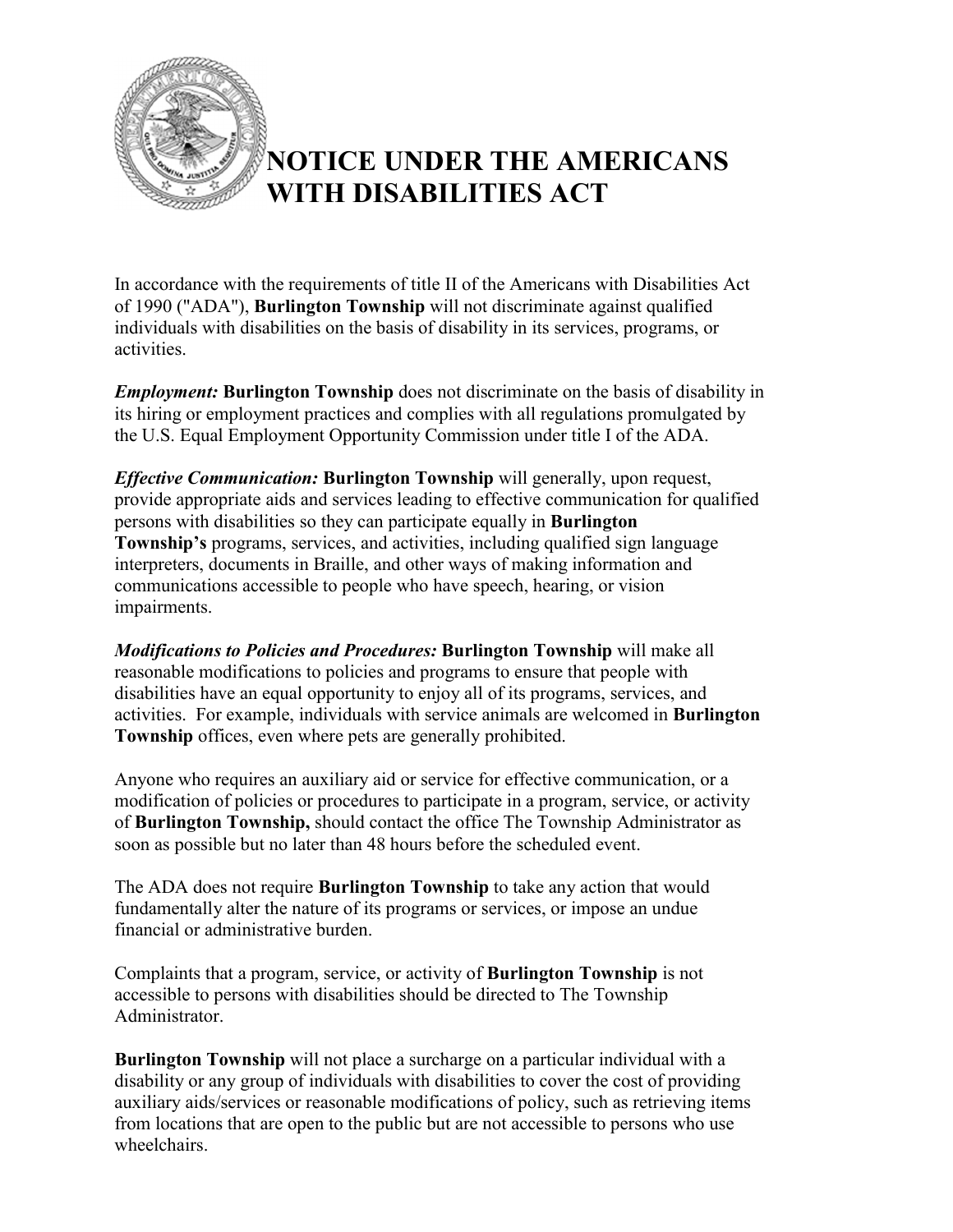# NOTICE UNDER THE AMERICANS WITH DISABILITIES ACT

In accordance with the requirements of title II of the Americans with Disabilities Act of 1990 ("ADA"), **Burlington Township** will not discriminate against qualified individuals with disabilities on the basis of disability in its services, programs, or activities.

***Employment:*** **Burlington Township** does not discriminate on the basis of disability in its hiring or employment practices and complies with all regulations promulgated by the U.S. Equal Employment Opportunity Commission under title I of the ADA.

***Effective Communication:*** **Burlington Township** will generally, upon request, provide appropriate aids and services leading to effective communication for qualified persons with disabilities so they can participate equally in **Burlington Township's** programs, services, and activities, including qualified sign language interpreters, documents in Braille, and other ways of making information and communications accessible to people who have speech, hearing, or vision impairments.

***Modifications to Policies and Procedures:*** **Burlington Township** will make all reasonable modifications to policies and programs to ensure that people with disabilities have an equal opportunity to enjoy all of its programs, services, and activities. For example, individuals with service animals are welcomed in **Burlington Township** offices, even where pets are generally prohibited.

Anyone who requires an auxiliary aid or service for effective communication, or a modification of policies or procedures to participate in a program, service, or activity of **Burlington Township,** should contact the office The Township Administrator as soon as possible but no later than 48 hours before the scheduled event.

The ADA does not require **Burlington Township** to take any action that would fundamentally alter the nature of its programs or services, or impose an undue financial or administrative burden.

Complaints that a program, service, or activity of **Burlington Township** is not accessible to persons with disabilities should be directed to The Township Administrator.

**Burlington Township** will not place a surcharge on a particular individual with a disability or any group of individuals with disabilities to cover the cost of providing auxiliary aids/services or reasonable modifications of policy, such as retrieving items from locations that are open to the public but are not accessible to persons who use wheelchairs.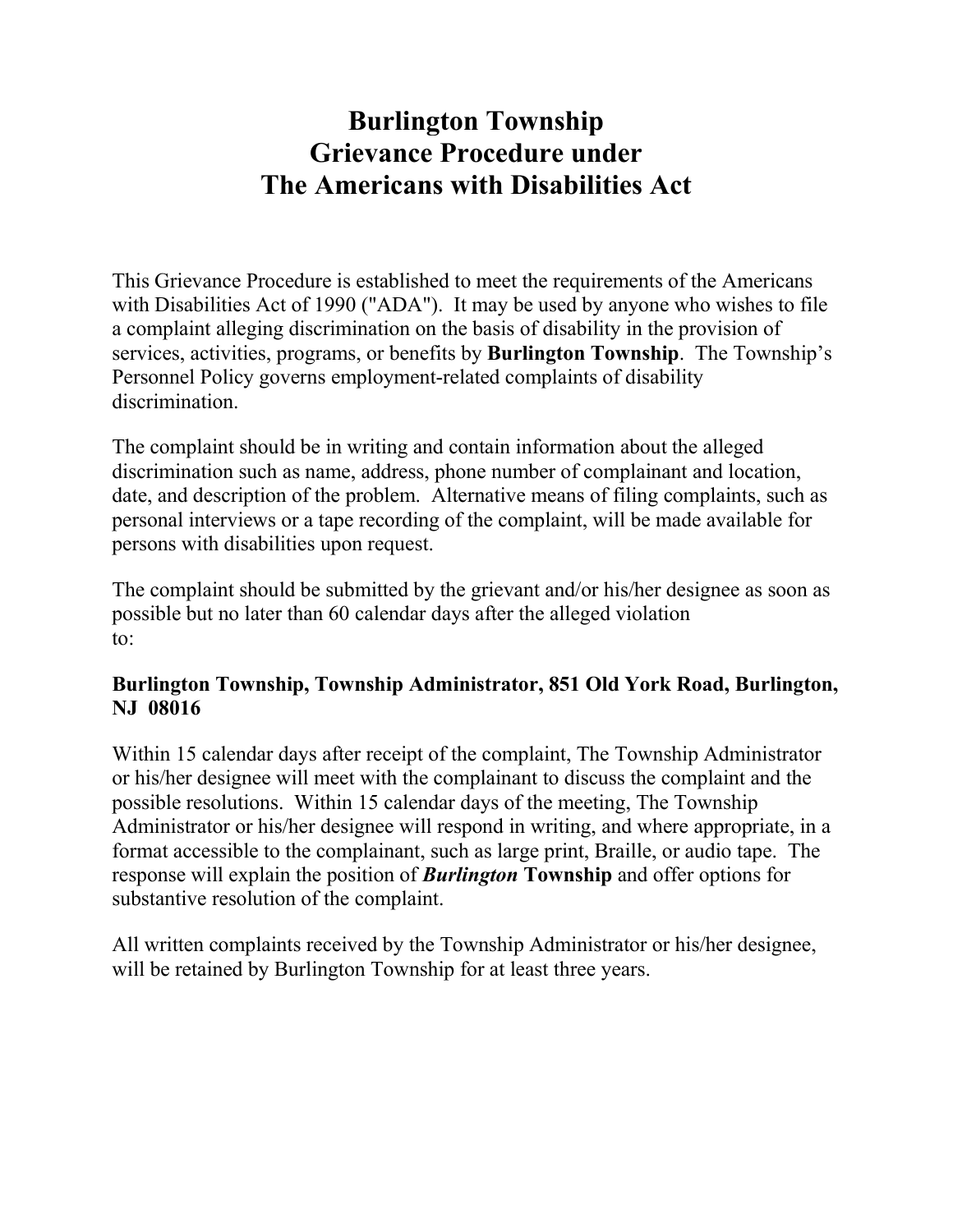# Burlington Township
# Grievance Procedure under
# The Americans with Disabilities Act

This Grievance Procedure is established to meet the requirements of the Americans with Disabilities Act of 1990 ("ADA"). It may be used by anyone who wishes to file a complaint alleging discrimination on the basis of disability in the provision of services, activities, programs, or benefits by **Burlington Township**. The Township's Personnel Policy governs employment-related complaints of disability discrimination.

The complaint should be in writing and contain information about the alleged discrimination such as name, address, phone number of complainant and location, date, and description of the problem. Alternative means of filing complaints, such as personal interviews or a tape recording of the complaint, will be made available for persons with disabilities upon request.

The complaint should be submitted by the grievant and/or his/her designee as soon as possible but no later than 60 calendar days after the alleged violation to:

**Burlington Township, Township Administrator, 851 Old York Road, Burlington, NJ 08016**

Within 15 calendar days after receipt of the complaint, The Township Administrator or his/her designee will meet with the complainant to discuss the complaint and the possible resolutions. Within 15 calendar days of the meeting, The Township Administrator or his/her designee will respond in writing, and where appropriate, in a format accessible to the complainant, such as large print, Braille, or audio tape. The response will explain the position of ***Burlington*** **Township** and offer options for substantive resolution of the complaint.

All written complaints received by the Township Administrator or his/her designee, will be retained by Burlington Township for at least three years.